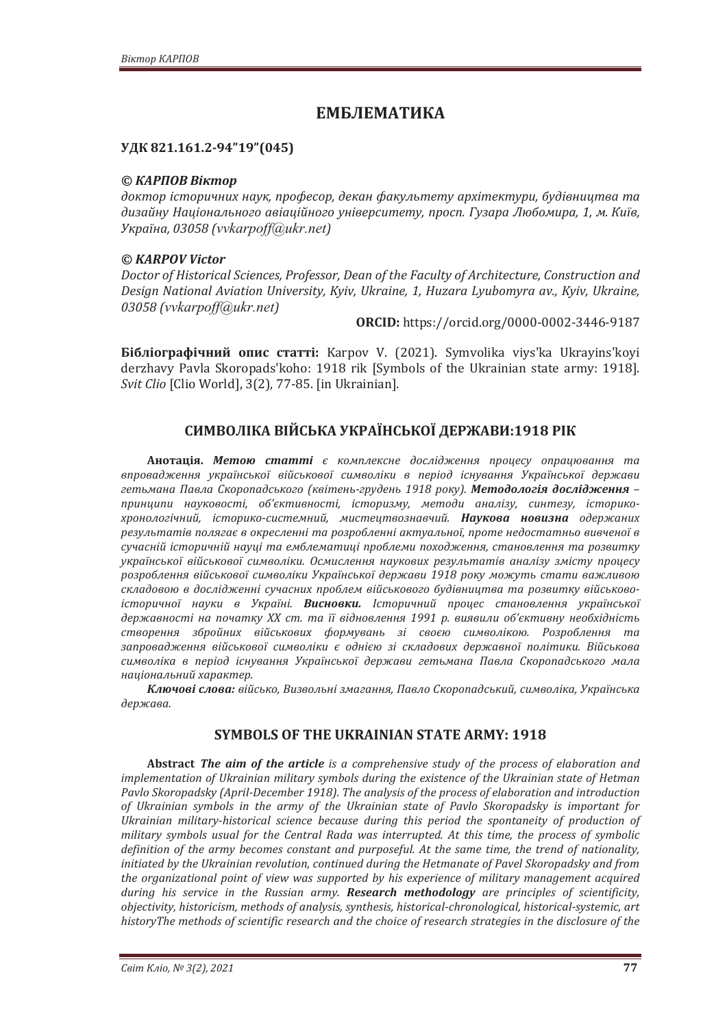# ЕМБЛЕМАТИКА

**УДК 821.161.2-94"19"(045)**

***© КАРПОВ Віктор***

*доктор історичних наук, професор, декан факультету архітектури, будівництва та дизайну Національного авіаційного університету, просп. Гузара Любомира, 1, м. Київ, Україна, 03058 (vvkarpoff@ukr.net)*

***© KARPOV Victor***

*Doctor of Historical Sciences, Professor, Dean of the Faculty of Architecture, Construction and Design National Aviation University, Kyiv, Ukraine, 1, Huzara Lyubomyra av., Kyiv, Ukraine, 03058 (vvkarpoff@ukr.net)*

**ORCID:** https://orcid.org/0000-0002-3446-9187

**Бібліографічний опис статті:** Karpov V. (2021). Symvolika viys'ka Ukrayins'koyi derzhavy Pavla Skoropads'koho: 1918 rik [Symbols of the Ukrainian state army: 1918]. *Svit Clio* [Clio World], 3(2), 77-85. [in Ukrainian].

## СИМВОЛІКА ВІЙСЬКА УКРАЇНСЬКОЇ ДЕРЖАВИ:1918 РІК

**Анотація.** ***Метою статті*** *є комплексне дослідження процесу опрацювання та впровадження української військової символіки в період існування Української держави гетьмана Павла Скоропадського (квітень-грудень 1918 року).* ***Методологія дослідження*** *– принципи науковості, об'єктивності, історизму, методи аналізу, синтезу, історико-хронологічний, історико-системний, мистецтвознавчий.* ***Наукова новизна*** *одержаних результатів полягає в окресленні та розробленні актуальної, проте недостатньо вивченої в сучасній історичній науці та емблематиці проблеми походження, становлення та розвитку української військової символіки. Осмислення наукових результатів аналізу змісту процесу розроблення військової символіки Української держави 1918 року можуть стати важливою складовою в дослідженні сучасних проблем військового будівництва та розвитку військово-історичної науки в Україні.* ***Висновки.*** *Історичний процес становлення української державності на початку XX ст. та її відновлення 1991 р. виявили об'єктивну необхідність створення збройних військових формувань зі своєю символікою. Розроблення та запровадження військової символіки є однією зі складових державної політики. Військова символіка в період існування Української держави гетьмана Павла Скоропадського мала національний характер.*

***Ключові слова:*** *військо, Визвольні змагання, Павло Скоропадський, символіка, Українська держава.*

## SYMBOLS OF THE UKRAINIAN STATE ARMY: 1918

**Abstract** ***The aim of the article*** *is a comprehensive study of the process of elaboration and implementation of Ukrainian military symbols during the existence of the Ukrainian state of Hetman Pavlo Skoropadsky (April-December 1918). The analysis of the process of elaboration and introduction of Ukrainian symbols in the army of the Ukrainian state of Pavlo Skoropadsky is important for Ukrainian military-historical science because during this period the spontaneity of production of military symbols usual for the Central Rada was interrupted. At this time, the process of symbolic definition of the army becomes constant and purposeful. At the same time, the trend of nationality, initiated by the Ukrainian revolution, continued during the Hetmanate of Pavel Skoropadsky and from the organizational point of view was supported by his experience of military management acquired during his service in the Russian army.* ***Research methodology*** *are principles of scientificity, objectivity, historicism, methods of analysis, synthesis, historical-chronological, historical-systemic, art historyThe methods of scientific research and the choice of research strategies in the disclosure of the*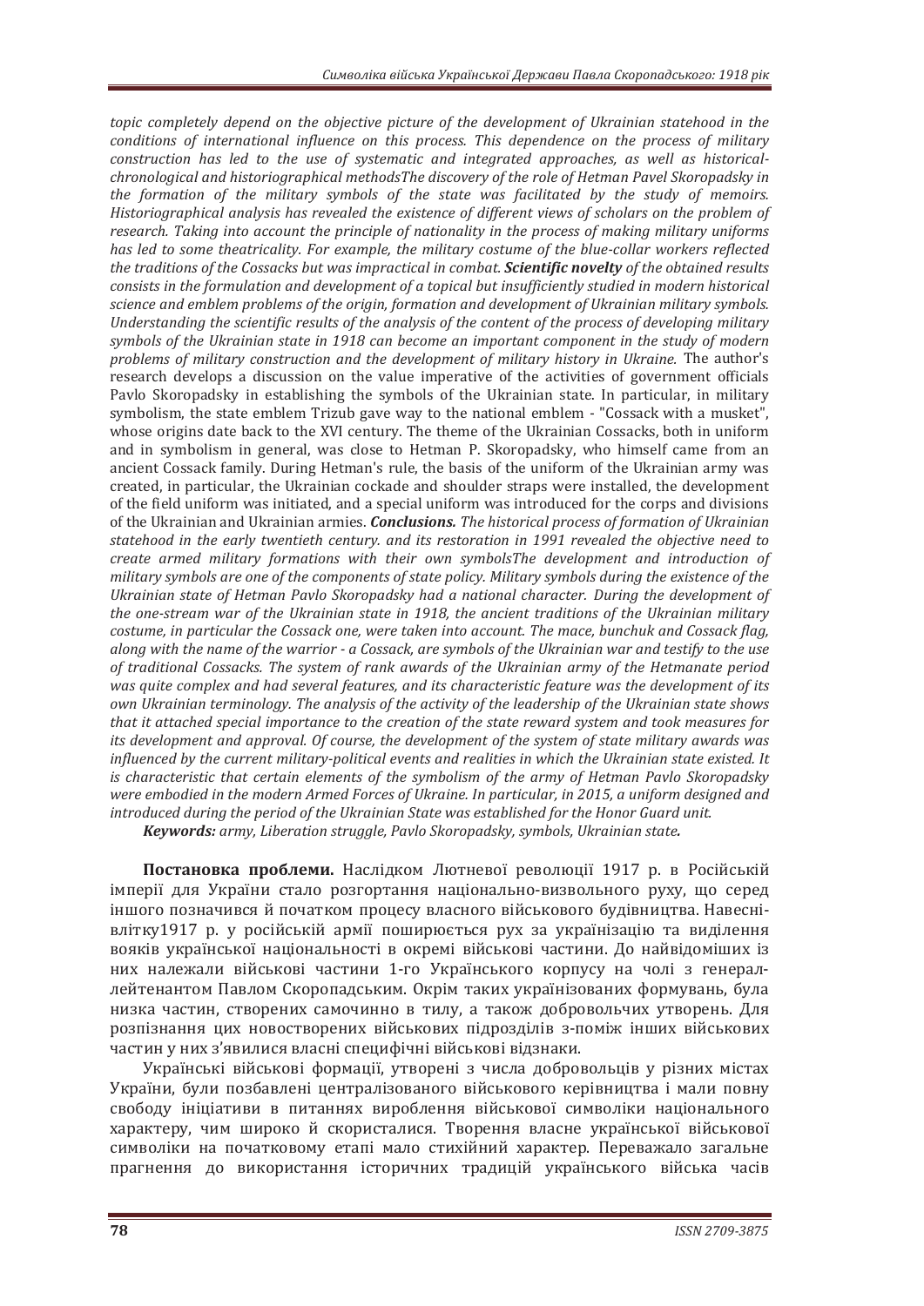*topic completely depend on the objective picture of the development of Ukrainian statehood in the conditions of international influence on this process. This dependence on the process of military construction has led to the use of systematic and integrated approaches, as well as historical-chronological and historiographical methodsThe discovery of the role of Hetman Pavel Skoropadsky in the formation of the military symbols of the state was facilitated by the study of memoirs. Historiographical analysis has revealed the existence of different views of scholars on the problem of research. Taking into account the principle of nationality in the process of making military uniforms has led to some theatricality. For example, the military costume of the blue-collar workers reflected the traditions of the Cossacks but was impractical in combat.* ***Scientific novelty*** *of the obtained results consists in the formulation and development of a topical but insufficiently studied in modern historical science and emblem problems of the origin, formation and development of Ukrainian military symbols. Understanding the scientific results of the analysis of the content of the process of developing military symbols of the Ukrainian state in 1918 can become an important component in the study of modern problems of military construction and the development of military history in Ukraine.* The author's research develops a discussion on the value imperative of the activities of government officials Pavlo Skoropadsky in establishing the symbols of the Ukrainian state. In particular, in military symbolism, the state emblem Trizub gave way to the national emblem - "Cossack with a musket", whose origins date back to the XVI century. The theme of the Ukrainian Cossacks, both in uniform and in symbolism in general, was close to Hetman P. Skoropadsky, who himself came from an ancient Cossack family. During Hetman's rule, the basis of the uniform of the Ukrainian army was created, in particular, the Ukrainian cockade and shoulder straps were installed, the development of the field uniform was initiated, and a special uniform was introduced for the corps and divisions of the Ukrainian and Ukrainian armies. ***Conclusions.*** *The historical process of formation of Ukrainian statehood in the early twentieth century. and its restoration in 1991 revealed the objective need to create armed military formations with their own symbolsThe development and introduction of military symbols are one of the components of state policy. Military symbols during the existence of the Ukrainian state of Hetman Pavlo Skoropadsky had a national character. During the development of the one-stream war of the Ukrainian state in 1918, the ancient traditions of the Ukrainian military costume, in particular the Cossack one, were taken into account. The mace, bunchuk and Cossack flag, along with the name of the warrior - a Cossack, are symbols of the Ukrainian war and testify to the use of traditional Cossacks. The system of rank awards of the Ukrainian army of the Hetmanate period was quite complex and had several features, and its characteristic feature was the development of its own Ukrainian terminology. The analysis of the activity of the leadership of the Ukrainian state shows that it attached special importance to the creation of the state reward system and took measures for its development and approval. Of course, the development of the system of state military awards was influenced by the current military-political events and realities in which the Ukrainian state existed. It is characteristic that certain elements of the symbolism of the army of Hetman Pavlo Skoropadsky were embodied in the modern Armed Forces of Ukraine. In particular, in 2015, a uniform designed and introduced during the period of the Ukrainian State was established for the Honor Guard unit.*

***Keywords:*** *army, Liberation struggle, Pavlo Skoropadsky, symbols, Ukrainian state.*

**Постановка проблеми.** Наслідком Лютневої революції 1917 р. в Російській імперії для України стало розгортання національно-визвольного руху, що серед іншого позначився й початком процесу власного військового будівництва. Навесні-влітку1917 р. у російській армії поширюється рух за українізацію та виділення вояків української національності в окремі військові частини. До найвідоміших із них належали військові частини 1-го Українського корпусу на чолі з генерал-лейтенантом Павлом Скоропадським. Окрім таких українізованих формувань, була низка частин, створених самочинно в тилу, а також добровольчих утворень. Для розпізнання цих новостворених військових підрозділів з-поміж інших військових частин у них з'явилися власні специфічні військові відзнаки.

Українські військові формації, утворені з числа добровольців у різних містах України, були позбавлені централізованого військового керівництва і мали повну свободу ініціативи в питаннях вироблення військової символіки національного характеру, чим широко й скористалися. Творення власне української військової символіки на початковому етапі мало стихійний характер. Переважало загальне прагнення до використання історичних традицій українського війська часів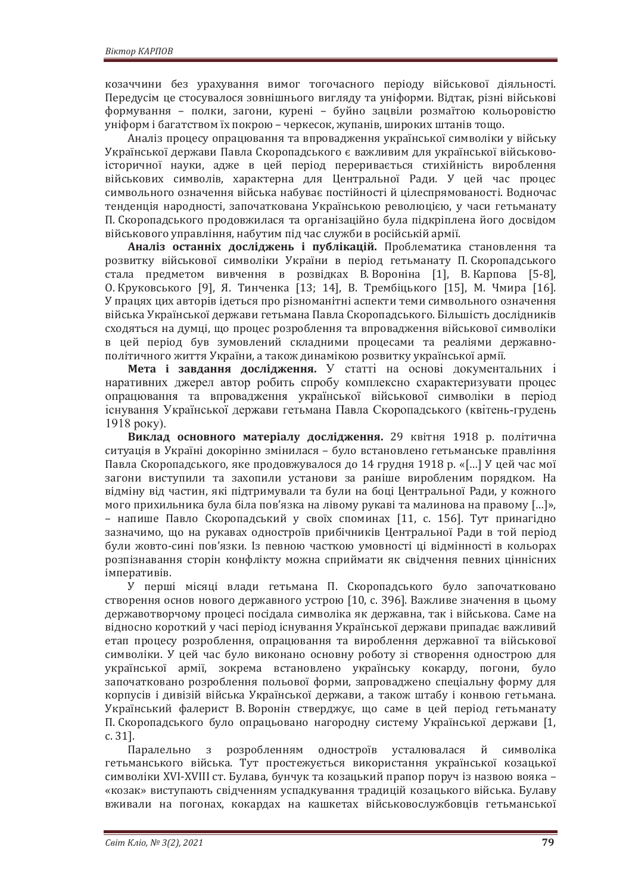козаччини без урахування вимог тогочасного періоду військової діяльності. Передусім це стосувалося зовнішнього вигляду та уніформи. Відтак, різні військові формування – полки, загони, курені – буйно зацвіли розмаїтою кольоровістю уніформ і багатством їх покрою – черкесок, жупанів, широких штанів тощо.

Аналіз процесу опрацювання та впровадження української символіки у війську Української держави Павла Скоропадського є важливим для української військово-історичної науки, адже в цей період переривається стихійність вироблення військових символів, характерна для Центральної Ради. У цей час процес символьного означення війська набуває постійності й цілеспрямованості. Водночас тенденція народності, започаткована Українською революцією, у часи гетьманату П. Скоропадського продовжилася та організаційно була підкріплена його досвідом військового управління, набутим під час служби в російській армії.

**Аналіз останніх досліджень і публікацій.** Проблематика становлення та розвитку військової символіки України в період гетьманату П. Скоропадського стала предметом вивчення в розвідках В. Вороніна [1], В. Карпова [5-8], О. Круковського [9], Я. Тинченка [13; 14], В. Трембіцького [15], М. Чмира [16]. У працях цих авторів ідеться про різноманітні аспекти теми символьного означення війська Української держави гетьмана Павла Скоропадського. Більшість дослідників сходяться на думці, що процес розроблення та впровадження військової символіки в цей період був зумовлений складними процесами та реаліями державно-політичного життя України, а також динамікою розвитку української армії.

**Мета і завдання дослідження.** У статті на основі документальних і наративних джерел автор робить спробу комплексно схарактеризувати процес опрацювання та впровадження української військової символіки в період існування Української держави гетьмана Павла Скоропадського (квітень-грудень 1918 року).

**Виклад основного матеріалу дослідження.** 29 квітня 1918 р. політична ситуація в Україні докорінно змінилася – було встановлено гетьманське правління Павла Скоропадського, яке продовжувалося до 14 грудня 1918 р. «[…] У цей час мої загони виступили та захопили установи за раніше виробленим порядком. На відміну від частин, які підтримували та були на боці Центральної Ради, у кожного мого прихильника була біла пов'язка на лівому рукаві та малинова на правому […]», – напише Павло Скоропадський у своїх споминах [11, с. 156]. Тут принагідно зазначимо, що на рукавах одностроїв прибічників Центральної Ради в той період були жовто-сині пов'язки. Із певною часткою умовності ці відмінності в кольорах розпізнавання сторін конфлікту можна сприймати як свідчення певних ціннісних імперативів.

У перші місяці влади гетьмана П. Скоропадського було започатковано створення основ нового державного устрою [10, с. 396]. Важливе значення в цьому державотворчому процесі посідала символіка як державна, так і військова. Саме на відносно короткий у часі період існування Української держави припадає важливий етап процесу розроблення, опрацювання та вироблення державної та військової символіки. У цей час було виконано основну роботу зі створення однострою для української армії, зокрема встановлено українську кокарду, погони, було започатковано розроблення польової форми, запроваджено спеціальну форму для корпусів і дивізій війська Української держави, а також штабу і конвою гетьмана. Український фалерист В. Воронін стверджує, що саме в цей період гетьманату П. Скоропадського було опрацьовано нагородну систему Української держави [1, с. 31].

Паралельно з розробленням одностроїв усталювалася й символіка гетьманського війська. Тут простежується використання української козацької символіки XVI-XVIII ст. Булава, бунчук та козацький прапор поруч із назвою вояка – «козак» виступають свідченням успадкування традицій козацького війська. Булаву вживали на погонах, кокардах на кашкетах військовослужбовців гетьманської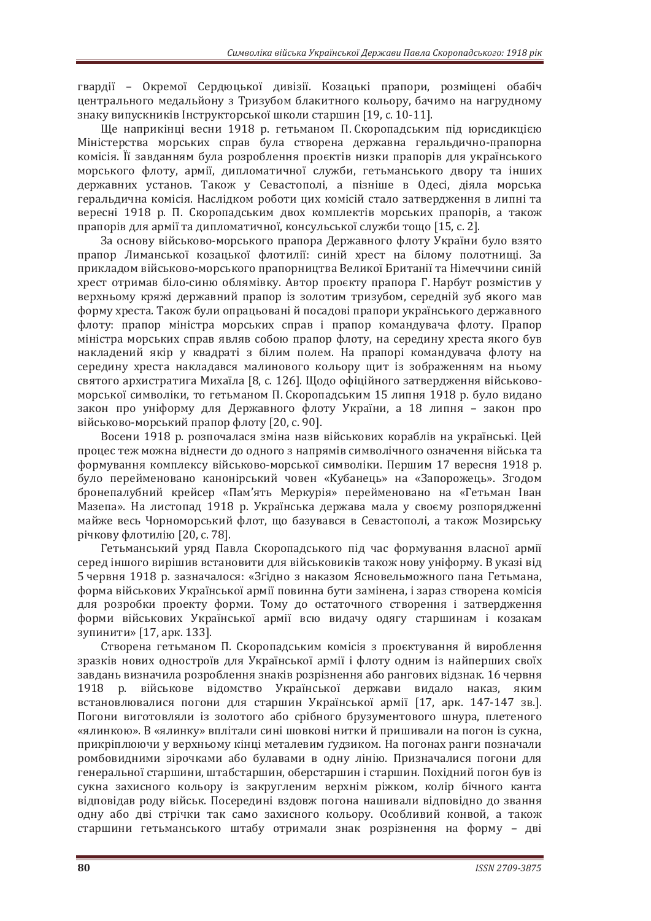гвардії – Окремої Сердюцької дивізії. Козацькі прапори, розміщені обабіч центрального медальйону з Тризубом блакитного кольору, бачимо на нагрудному знаку випускників Інструкторської школи старшин [19, с. 10-11].

Ще наприкінці весни 1918 р. гетьманом П. Скоропадським під юрисдикцією Міністерства морських справ була створена державна геральдично-прапорна комісія. Її завданням була розроблення проєктів низки прапорів для українського морського флоту, армії, дипломатичної служби, гетьманського двору та інших державних установ. Також у Севастополі, а пізніше в Одесі, діяла морська геральдична комісія. Наслідком роботи цих комісій стало затвердження в липні та вересні 1918 р. П. Скоропадським двох комплектів морських прапорів, а також прапорів для армії та дипломатичної, консульської служби тощо [15, с. 2].

За основу військово-морського прапора Державного флоту України було взято прапор Лиманської козацької флотилії: синій хрест на білому полотнищі. За прикладом військово-морського прапорництва Великої Британії та Німеччини синій хрест отримав біло-синю облямівку. Автор проєкту прапора Г. Нарбут розмістив у верхньому кряжі державний прапор із золотим тризубом, середній зуб якого мав форму хреста. Також були опрацьовані й посадові прапори українського державного флоту: прапор міністра морських справ і прапор командувача флоту. Прапор міністра морських справ являв собою прапор флоту, на середину хреста якого був накладений якір у квадраті з білим полем. На прапорі командувача флоту на середину хреста накладався малинового кольору щит із зображенням на ньому святого архистратига Михаїла [8, с. 126]. Щодо офіційного затвердження військово-морської символіки, то гетьманом П. Скоропадським 15 липня 1918 р. було видано закон про уніформу для Державного флоту України, а 18 липня – закон про військово-морський прапор флоту [20, с. 90].

Восени 1918 р. розпочалася зміна назв військових кораблів на українські. Цей процес теж можна віднести до одного з напрямів символічного означення війська та формування комплексу військово-морскої символіки. Першим 17 вересня 1918 р. було перейменовано канонірський човен «Кубанець» на «Запорожець». Згодом бронепалубний крейсер «Пам'ять Меркурія» перейменовано на «Гетьман Іван Мазепа». На листопад 1918 р. Українська держава мала у своєму розпорядженні майже весь Чорноморський флот, що базувався в Севастополі, а також Мозирську річкову флотилію [20, с. 78].

Гетьманський уряд Павла Скоропадського під час формування власної армії серед іншого вирішив встановити для військовиків також нову уніформу. В указі від 5 червня 1918 р. зазначалося: «Згідно з наказом Ясновельможного пана Гетьмана, форма військових Української армії повинна бути замінена, і зараз створена комісія для розробки проекту форми. Тому до остаточного створення і затвердження форми військових Української армії всю видачу одягу старшинам і козакам зупинити» [17, арк. 133].

Створена гетьманом П. Скоропадським комісія з проєктування й вироблення зразків нових одностроїв для Української армії і флоту одним із найперших своїх завдань визначила розроблення знаків розрізнення або рангових відзнак. 16 червня 1918 р. військове відомство Української держави видало наказ, яким встановлювалися погони для старшин Української армії [17, арк. 147-147 зв.]. Погони виготовляли із золотого або срібного брузументового шнура, плетеного «ялинкою». В «ялинку» вплітали сині шовкові нитки й пришивали на погон із сукна, прикріплюючи у верхньому кінці металевим ґудзиком. На погонах ранги позначали ромбовидними зірочками або булавами в одну лінію. Призначалися погони для генеральної старшини, штабстаршин, оберстаршин і старшин. Похідний погон був із сукна захисного кольору із закругленим верхнім ріжком, колір бічного канта відповідав роду військ. Посередині вздовж погона нашивали відповідно до звання одну або дві стрічки так само захисного кольору. Особливий конвой, а також старшини гетьманського штабу отримали знак розрізнення на форму – дві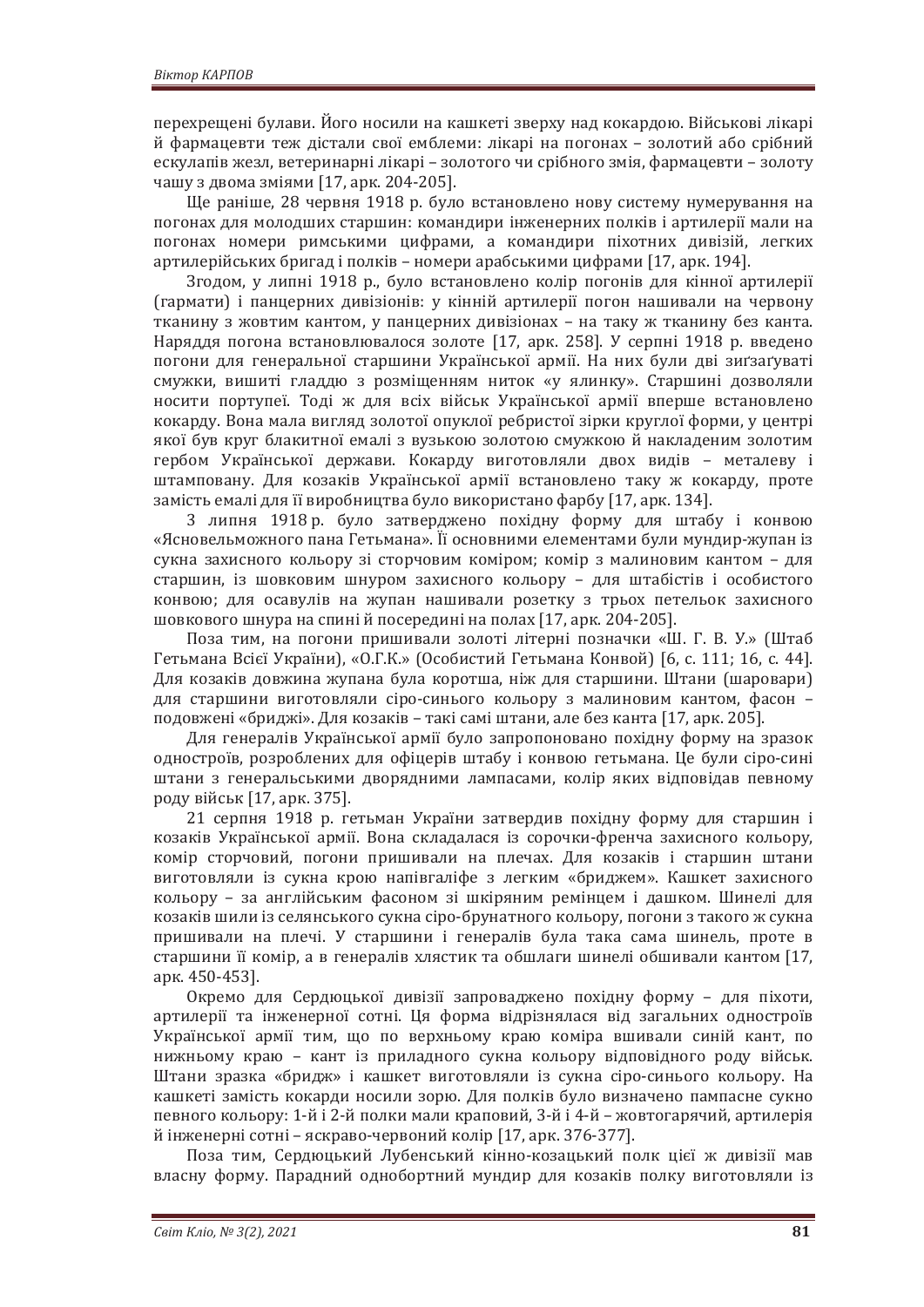перехрещені булави. Його носили на кашкеті зверху над кокардою. Військові лікарі й фармацевти теж дістали свої емблеми: лікарі на погонах – золотий або срібний ескулапів жезл, ветеринарні лікарі – золотого чи срібного змія, фармацевти – золоту чашу з двома зміями [17, арк. 204-205].

Ще раніше, 28 червня 1918 р. було встановлено нову систему нумерування на погонах для молодших старшин: командири інженерних полків і артилерії мали на погонах номери римськими цифрами, а командири піхотних дивізій, легких артилерійських бригад і полків – номери арабськими цифрами [17, арк. 194].

Згодом, у липні 1918 р., було встановлено колір погонів для кінної артилерії (гармати) і панцерних дивізіонів: у кінній артилерії погон нашивали на червону тканину з жовтим кантом, у панцерних дивізіонах – на таку ж тканину без канта. Наряддя погона встановлювалося золоте [17, арк. 258]. У серпні 1918 р. введено погони для генеральної старшини Української армії. На них були дві зиґзаґуваті смужки, вишиті гладдю з розміщенням ниток «у ялинку». Старшині дозволяли носити портупеї. Тоді ж для всіх військ Української армії вперше встановлено кокарду. Вона мала вигляд золотої опуклої ребристої зірки круглої форми, у центрі якої був круг блакитної емалі з вузькою золотою смужкою й накладеним золотим гербом Української держави. Кокарду виготовляли двох видів – металеву і штамповану. Для козаків Української армії встановлено таку ж кокарду, проте замість емалі для її виробництва було використано фарбу [17, арк. 134].

З липня 1918 р. було затверджено похідну форму для штабу і конвою «Ясновельможного пана Гетьмана». Її основними елементами були мундир-жупан із сукна захисного кольору зі сторчовим коміром; комір з малиновим кантом – для старшин, із шовковим шнуром захисного кольору – для штабістів і особистого конвою; для осавулів на жупан нашивали розетку з трьох петельок захисного шовкового шнура на спині й посередині на полах [17, арк. 204-205].

Поза тим, на погони пришивали золоті літерні позначки «Ш. Г. В. У.» (Штаб Гетьмана Всієї України), «О.Г.К.» (Особистий Гетьмана Конвой) [6, с. 111; 16, с. 44]. Для козаків довжина жупана була коротша, ніж для старшини. Штани (шаровари) для старшини виготовляли сіро-синього кольору з малиновим кантом, фасон – подовжені «бриджі». Для козаків – такі самі штани, але без канта [17, арк. 205].

Для генералів Української армії було запропоновано похідну форму на зразок однострою, розроблених для офіцерів штабу і конвою гетьмана. Це були сіро-сині штани з генеральськими дворядними лампасами, колір яких відповідав певному роду військ [17, арк. 375].

21 серпня 1918 р. гетьман України затвердив похідну форму для старшин і козаків Української армії. Вона складалася із сорочки-френча захисного кольору, комір сторчовий, погони пришивали на плечах. Для козаків і старшин штани виготовляли із сукна крою напівгаліфе з легким «бриджем». Кашкет захисного кольору – за англійським фасоном зі шкіряним ремінцем і дашком. Шинелі для козаків шили із селянського сукна сіро-брунатного кольору, погони з такого ж сукна пришивали на плечі. У старшини і генералів була така сама шинель, проте в старшини її комір, а в генералів хлястик та обшлаги шинелі обшивали кантом [17, арк. 450-453].

Окремо для Сердюцької дивізії запроваджено похідну форму – для піхоти, артилерії та інженерної сотні. Ця форма відрізнялася від загальних одностроїв Української армії тим, що по верхньому краю коміра вшивали синій кант, по нижньому краю – кант із приладного сукна кольору відповідного роду військ. Штани зразка «бридж» і кашкет виготовляли із сукна сіро-синього кольору. На кашкеті замість кокарди носили зорю. Для полків було визначено пампасне сукно певного кольору: 1-й і 2-й полки мали краповий, 3-й і 4-й – жовтогарячий, артилерія й інженерні сотні – яскраво-червоний колір [17, арк. 376-377].

Поза тим, Сердюцький Лубенський кінно-козацький полк цієї ж дивізії мав власну форму. Парадний однобортний мундир для козаків полку виготовляли із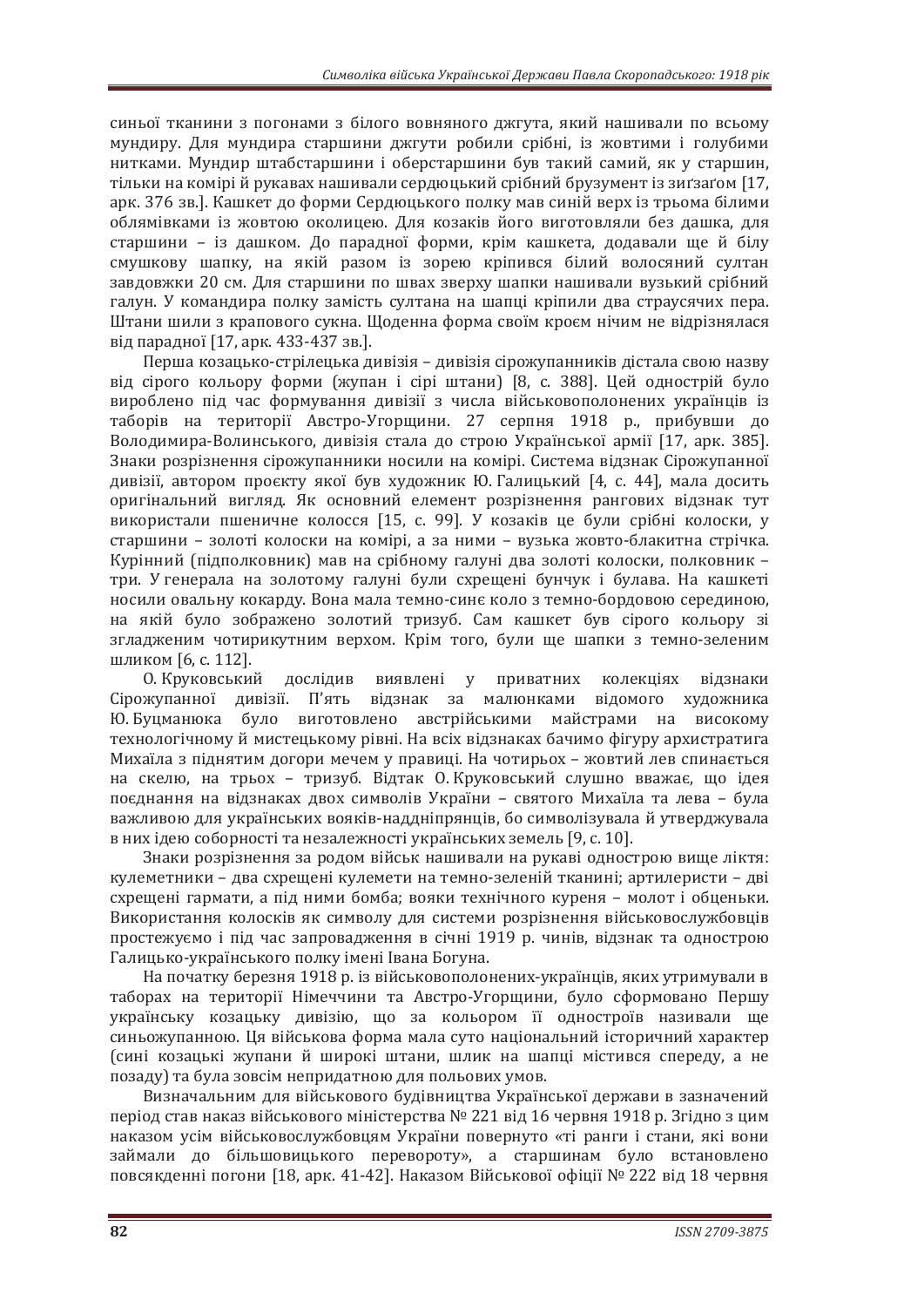синьої тканини з погонами з білого вовняного джгута, який нашивали по всьому мундиру. Для мундира старшини джгути робили срібні, із жовтими і голубими нитками. Мундир штабстаршини і оберстаршини був такий самий, як у старшин, тільки на комірі й рукавах нашивали сердюцький срібний брузумент із зиґзаґом [17, арк. 376 зв.]. Кашкет до форми Сердюцького полку мав синій верх із трьома білими облямівками із жовтою околицею. Для козаків його виготовляли без дашка, для старшини – із дашком. До парадної форми, крім кашкета, додавали ще й білу смушкову шапку, на якій разом із зорею кріпився білий волосяний султан завдовжки 20 см. Для старшини по швах зверху шапки нашивали вузький срібний галун. У командира полку замість султана на шапці кріпили два страусячих пера. Штани шили з крапового сукна. Щоденна форма своїм кроєм нічим не відрізнялася від парадної [17, арк. 433-437 зв.].

Перша козацько-стрілецька дивізія – дивізія сірожупанників дістала свою назву від сірого кольору форми (жупан і сірі штани) [8, с. 388]. Цей однострій було вироблено під час формування дивізії з числа військовополонених українців із таборів на території Австро-Угорщини. 27 серпня 1918 р., прибувши до Володимира-Волинського, дивізія стала до строю Української армії [17, арк. 385]. Знаки розрізнення сірожупанники носили на комірі. Система відзнак Сірожупанної дивізії, автором проєкту якої був художник Ю. Галицький [4, с. 44], мала досить оригінальний вигляд. Як основний елемент розрізнення рангових відзнак тут використали пшеничне колосся [15, с. 99]. У козаків це були срібні колоски, у старшини – золоті колоски на комірі, а за ними – вузька жовто-блакитна стрічка. Курінний (підполковник) мав на срібному галуні два золоті колоски, полковник – три. У генерала на золотому галуні були схрещені бунчук і булава. На кашкеті носили овальну кокарду. Вона мала темно-синє коло з темно-бордовою серединою, на якій було зображено золотий тризуб. Сам кашкет був сірого кольору зі згладженим чотирикутним верхом. Крім того, були ще шапки з темно-зеленим шликом [6, с. 112].

О. Круковський дослідив виявлені у приватних колекціях відзнаки Сірожупанної дивізії. П'ять відзнак за малюнками відомого художника Ю. Буцманюка було виготовлено австрійськими майстрами на високому технологічному й мистецькому рівні. На всіх відзнаках бачимо фігуру архистратига Михаїла з піднятим догори мечем у правиці. На чотирьох – жовтий лев спинається на скелю, на трьох – тризуб. Відтак О. Круковський слушно вважає, що ідея поєднання на відзнаках двох символів України – святого Михаїла та лева – була важливою для українських вояків-наддніпрянців, бо символізувала й утверджувала в них ідею соборності та незалежності українських земель [9, с. 10].

Знаки розрізнення за родом військ нашивали на рукаві однострою вище ліктя: кулеметники – два схрещені кулемети на темно-зеленій тканині; артилеристи – дві схрещені гармати, а під ними бомба; вояки технічного куреня – молот і обценьки. Використання колосків як символу для системи розрізнення військовослужбовців простежуємо і під час запровадження в січні 1919 р. чинів, відзнак та однострою Галицько-українського полку імені Івана Богуна.

На початку березня 1918 р. із військовополонених-українців, яких утримували в таборах на території Німеччини та Австро-Угорщини, було сформовано Першу українську козацьку дивізію, що за кольором її одностроїв називали ще синьожупанною. Ця військова форма мала суто національний історичний характер (сині козацькі жупани й широкі штани, шлик на шапці містився спереду, а не позаду) та була зовсім непридатною для польових умов.

Визначальним для військового будівництва Української держави в зазначений період став наказ військового міністерства № 221 від 16 червня 1918 р. Згідно з цим наказом усім військовослужбовцям України повернуто «ті ранги і стани, які вони займали до більшовицького перевороту», а старшинам було встановлено повсякденні погони [18, арк. 41-42]. Наказом Військової офіції № 222 від 18 червня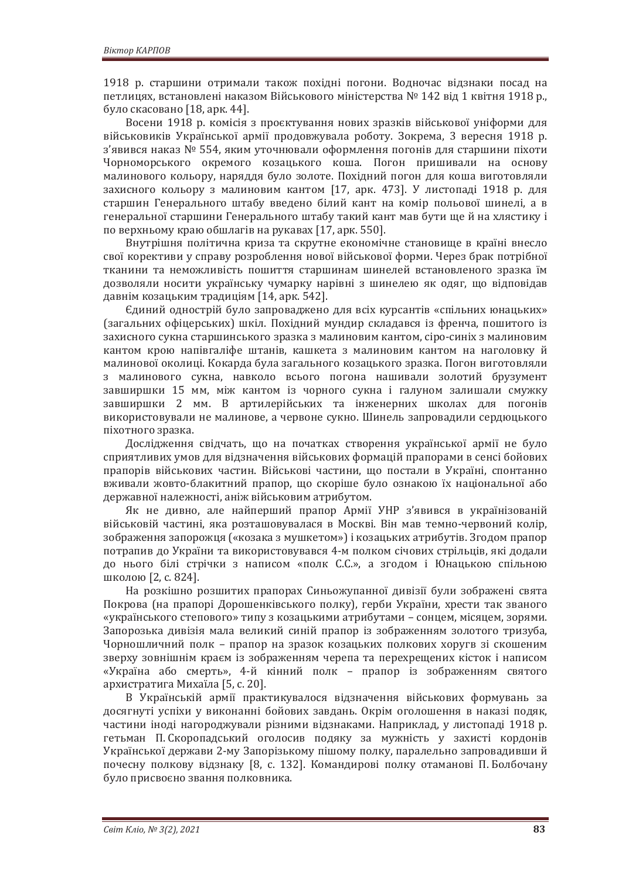1918 р. старшини отримали також похідні погони. Водночас відзнаки посад на петлицях, встановлені наказом Військового міністерства № 142 від 1 квітня 1918 р., було скасовано [18, арк. 44].

Восени 1918 р. комісія з проєктування нових зразків військової уніформи для військовиків Української армії продовжувала роботу. Зокрема, 3 вересня 1918 р. з'явився наказ № 554, яким уточнювали оформлення погонів для старшини піхоти Чорноморського окремого козацького коша. Погон пришивали на основу малинового кольору, наряддя було золоте. Похідний погон для коша виготовляли захисного кольору з малиновим кантом [17, арк. 473]. У листопаді 1918 р. для старшин Генерального штабу введено білий кант на комір польової шинелі, а в генеральної старшини Генерального штабу такий кант мав бути ще й на хлястику і по верхньому краю обшлагів на рукавах [17, арк. 550].

Внутрішня політична криза та скрутне економічне становище в країні внесло свої корективи у справу розроблення нової військової форми. Через брак потрібної тканини та неможливість пошиття старшинам шинелей встановленого зразка їм дозволяли носити українську чумарку нарівні з шинелею як одяг, що відповідав давнім козацьким традиціям [14, арк. 542].

Єдиний однострій було запроваджено для всіх курсантів «спільних юнацьких» (загальних офіцерських) шкіл. Похідний мундир складався із френча, пошитого із захисного сукна старшинського зразка з малиновим кантом, сіро-синіх з малиновим кантом крою напівгаліфе штанів, кашкета з малиновим кантом на наголовку й малинової околиці. Кокарда була загального козацького зразка. Погон виготовляли з малинового сукна, навколо всього погона нашивали золотий брузумент завширшки 15 мм, між кантом із чорного сукна і галуном залишали смужку завширшки 2 мм. В артилерійських та інженерних школах для погонів використовували не малинове, а червоне сукно. Шинель запровадили сердюцького піхотного зразка.

Дослідження свідчать, що на початках створення української армії не було сприятливих умов для відзначення військових формацій прапорами в сенсі бойових прапорів військових частин. Військові частини, що постали в Україні, спонтанно вживали жовто-блакитний прапор, що скоріше було ознакою їх національної або державної належності, аніж військовим атрибутом.

Як не дивно, але найперший прапор Армії УНР з'явився в українізованій військовій частині, яка розташовувалася в Москві. Він мав темно-червоний колір, зображення запорожця («козака з мушкетом») і козацьких атрибутів. Згодом прапор потрапив до України та використовувався 4-м полком січових стрільців, які додали до нього білі стрічки з написом «полк С.С.», а згодом і Юнацькою спільною школою [2, с. 824].

На розкішно розшитих прапорах Синьожупанної дивізії були зображені свята Покрова (на прапорі Дорошенківського полку), герби України, хрести так званого «українського степового» типу з козацькими атрибутами – сонцем, місяцем, зорями. Запорозька дивізія мала великий синій прапор із зображенням золотого тризуба, Чорношличний полк – прапор на зразок козацьких полкових хоругв зі скошеним зверху зовнішнім краєм із зображенням черепа та перехрещених кісток і написом «Україна або смерть», 4-й кінний полк – прапор із зображенням святого архистратига Михаїла [5, с. 20].

В Українській армії практикувалося відзначення військових формувань за досягнуті успіхи у виконанні бойових завдань. Окрім оголошення в наказі подяк, частини іноді нагороджували різними відзнаками. Наприклад, у листопаді 1918 р. гетьман П. Скоропадський оголосив подяку за мужність у захисті кордонів Української держави 2-му Запорізькому пішому полку, паралельно запровадивши й почесну полкову відзнаку [8, с. 132]. Командирові полку отаманові П. Болбочану було присвоєно звання полковника.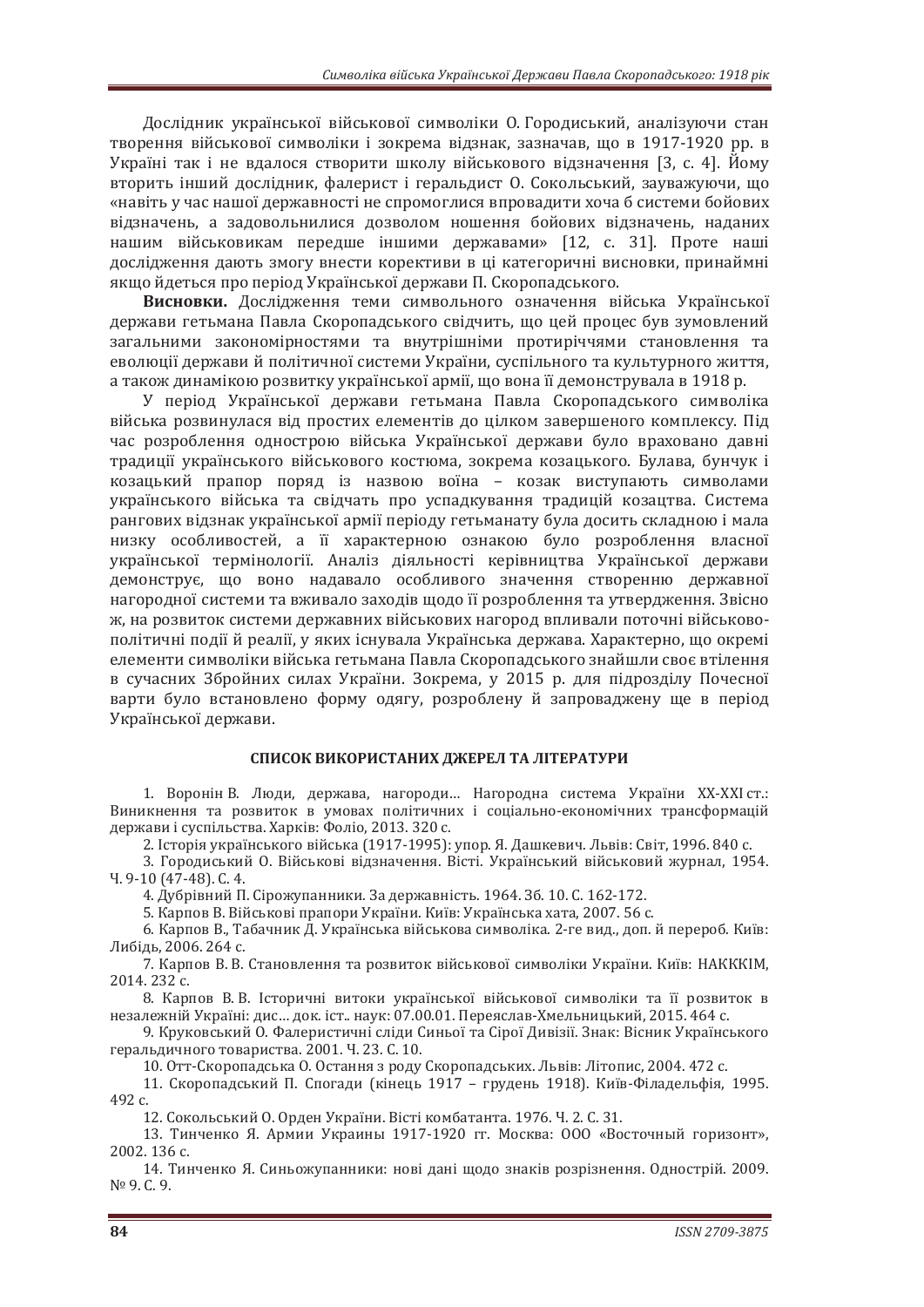Дослідник української військової символіки О. Городиський, аналізуючи стан творення військової символіки і зокрема відзнак, зазначав, що в 1917-1920 рр. в Україні так і не вдалося створити школу військового відзначення [3, с. 4]. Йому вторить інший дослідник, фалерист і геральдист О. Сокольський, зауважуючи, що «навіть у час нашої державності не спромоглися впровадити хоча б системи бойових відзначень, а задовольнилися дозволом ношення бойових відзначень, наданих нашим військовикам передше іншими державами» [12, с. 31]. Проте наші дослідження дають змогу внести корективи в ці категоричні висновки, принаймні якщо йдеться про період Української держави П. Скоропадського.

**Висновки.** Дослідження теми символьного означення війська Української держави гетьмана Павла Скоропадського свідчить, що цей процес був зумовлений загальними закономірностями та внутрішніми протиріччями становлення та еволюції держави й політичної системи України, суспільного та культурного життя, а також динамікою розвитку української армії, що вона її демонструвала в 1918 р.

У період Української держави гетьмана Павла Скоропадського символіка війська розвинулася від простих елементів до цілком завершеного комплексу. Під час розроблення однострою війська Української держави було враховано давні традиції українського військового костюма, зокрема козацького. Булава, бунчук і козацький прапор поряд із назвою воїна – козак виступають символами українського війська та свідчать про успадкування традицій козацтва. Система рангових відзнак української армії періоду гетьманату була досить складною і мала низку особливостей, а її характерною ознакою було розроблення власної української термінології. Аналіз діяльності керівництва Української держави демонструє, що воно надавало особливого значення створенню державної нагородної системи та вживало заходів щодо її розроблення та утвердження. Звісно ж, на розвиток системи державних військових нагород впливали поточні військово-політичні події й реалії, у яких існувала Українська держава. Характерно, що окремі елементи символіки війська гетьмана Павла Скоропадського знайшли своє втілення в сучасних Збройних силах України. Зокрема, у 2015 р. для підрозділу Почесної варти було встановлено форму одягу, розроблену й запроваджену ще в період Української держави.

## СПИСОК ВИКОРИСТАНИХ ДЖЕРЕЛ ТА ЛІТЕРАТУРИ

1. Воронін В. Люди, держава, нагороди… Нагородна система України XX-XXI ст.: Виникнення та розвиток в умовах політичних і соціально-економічних трансформацій держави і суспільства. Харків: Фоліо, 2013. 320 с.
2. Історія українського війська (1917-1995): упор. Я. Дашкевич. Львів: Світ, 1996. 840 с.
3. Городиський О. Військові відзначення. Вісті. Український військовий журнал, 1954. Ч. 9-10 (47-48). С. 4.
4. Дубрівний П. Сірожупанники. За державність. 1964. Зб. 10. С. 162-172.
5. Карпов В. Військові прапори України. Київ: Українська хата, 2007. 56 с.
6. Карпов В., Табачник Д. Українська військова символіка. 2-ге вид., доп. й перероб. Київ: Либідь, 2006. 264 с.
7. Карпов В. В. Становлення та розвиток військової символіки України. Київ: НАКККІМ, 2014. 232 с.
8. Карпов В. В. Історичні витоки української військової символіки та її розвиток в незалежній Україні: дис… док. іст.. наук: 07.00.01. Переяслав-Хмельницький, 2015. 464 с.
9. Круковський О. Фалеристичні сліди Синьої та Сірої Дивізії. Знак: Вісник Українського геральдичного товариства. 2001. Ч. 23. С. 10.
10. Отт-Скоропадська О. Остання з роду Скоропадських. Львів: Літопис, 2004. 472 с.
11. Скоропадський П. Спогади (кінець 1917 – грудень 1918). Київ-Філадельфія, 1995. 492 с.
12. Сокольський О. Орден України. Вісті комбатанта. 1976. Ч. 2. С. 31.
13. Тинченко Я. Армии Украины 1917-1920 гг. Москва: ООО «Восточный горизонт», 2002. 136 с.
14. Тинченко Я. Синьожупанники: нові дані щодо знаків розрізнення. Однострій. 2009. № 9. С. 9.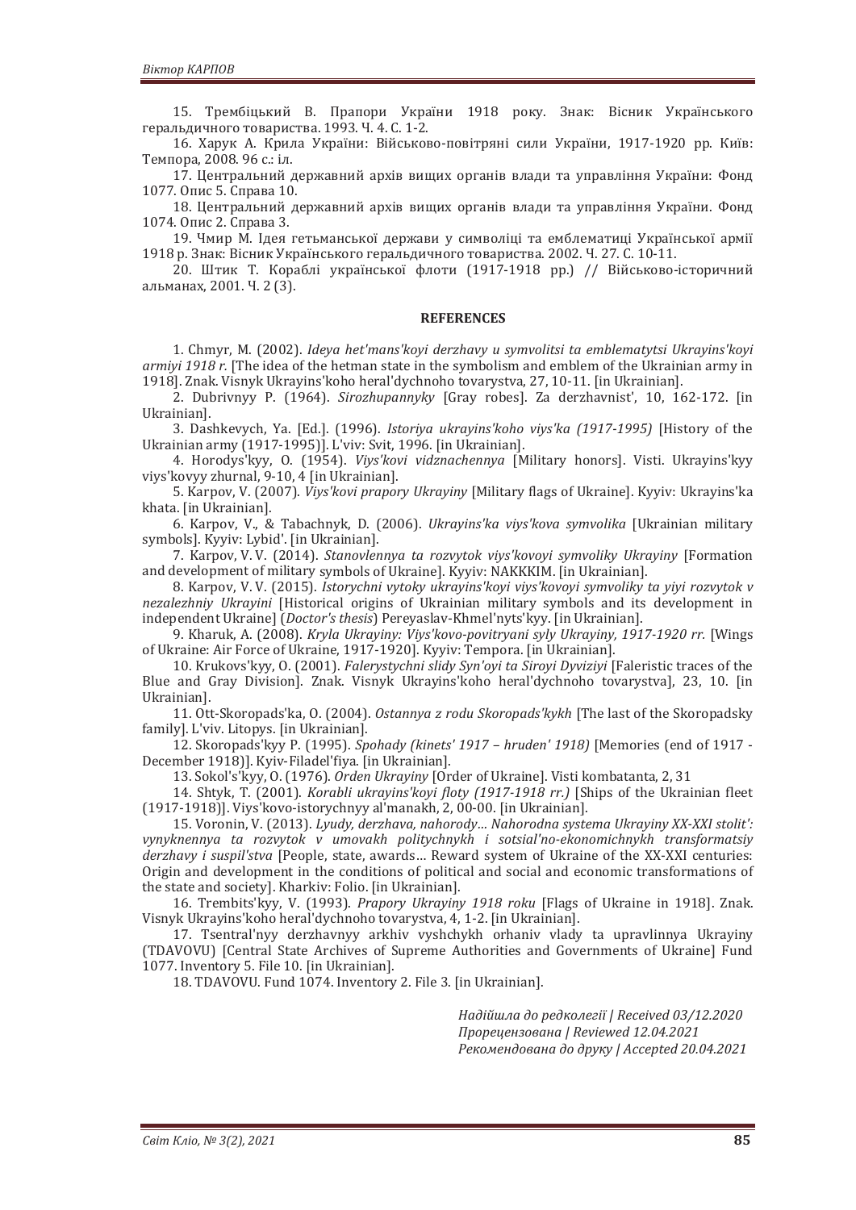15. Трембіцький В. Прапори України 1918 року. Знак: Вісник Українського геральдичного товариства. 1993. Ч. 4. С. 1-2.

16. Харук А. Крила України: Військово-повітряні сили України, 1917-1920 рр. Київ: Темпора, 2008. 96 с.: іл.

17. Центральний державний архів вищих органів влади та управління України: Фонд 1077. Опис 5. Справа 10.

18. Центральний державний архів вищих органів влади та управління України. Фонд 1074. Опис 2. Справа 3.

19. Чмир М. Ідея гетьманської держави у символіці та емблематиці Української армії 1918 р. Знак: Вісник Українського геральдичного товариства. 2002. Ч. 27. С. 10-11.

20. Штик Т. Кораблі української флоти (1917-1918 рр.) // Військово-історичний альманах, 2001. Ч. 2 (3).

**REFERENCES**

1. Chmyr, M. (2002). *Ideya het'mans'koyi derzhavy u symvolitsi ta emblematytsi Ukrayins'koyi armiyi 1918 r.* [The idea of the hetman state in the symbolism and emblem of the Ukrainian army in 1918]. Znak. Visnyk Ukrayins'koho heral'dychnoho tovarystva, 27, 10-11. [in Ukrainian].

2. Dubrivnyy P. (1964). *Sirozhupannyky* [Gray robes]. Za derzhavnist', 10, 162-172. [in Ukrainian].

3. Dashkevych, Ya. [Ed.]. (1996). *Istoriya ukrayins'koho viys'ka (1917-1995)* [History of the Ukrainian army (1917-1995)]. L'viv: Svit, 1996. [in Ukrainian].

4. Horodys'kyy, O. (1954). *Viys'kovi vidznachennya* [Military honors]. Visti. Ukrayins'kyy viys'kovyy zhurnal, 9-10, 4 [in Ukrainian].

5. Karpov, V. (2007). *Viys'kovi prapory Ukrayiny* [Military flags of Ukraine]. Kyyiv: Ukrayins'ka khata. [in Ukrainian].

6. Karpov, V., & Tabachnyk, D. (2006). *Ukrayins'ka viys'kova symvolika* [Ukrainian military symbols]. Kyyiv: Lybid'. [in Ukrainian].

7. Karpov, V. V. (2014). *Stanovlennya ta rozvytok viys'kovoyi symvoliky Ukrayiny* [Formation and development of military symbols of Ukraine]. Kyyiv: NAKKKIM. [in Ukrainian].

8. Karpov, V. V. (2015). *Istorychni vytoky ukrayins'koyi viys'kovoyi symvoliky ta yiyi rozvytok v nezalezhniy Ukrayini* [Historical origins of Ukrainian military symbols and its development in independent Ukraine] (*Doctor's thesis*) Pereyaslav-Khmel'nyts'kyy. [in Ukrainian].

9. Kharuk, A. (2008). *Kryla Ukrayiny: Viys'kovo-povitryani syly Ukrayiny, 1917-1920 rr.* [Wings of Ukraine: Air Force of Ukraine, 1917-1920]. Kyyiv: Tempora. [in Ukrainian].

10. Krukovs'kyy, O. (2001). *Falerystychni slidy Syn'oyi ta Siroyi Dyviziyi* [Faleristic traces of the Blue and Gray Division]. Znak. Visnyk Ukrayins'koho heral'dychnoho tovarystva], 23, 10. [in Ukrainian].

11. Ott-Skoropads'ka, O. (2004). *Ostannya z rodu Skoropads'kykh* [The last of the Skoropadsky family]. L'viv. Litopys. [in Ukrainian].

12. Skoropads'kyy P. (1995). *Spohady (kinets' 1917 – hruden' 1918)* [Memories (end of 1917 - December 1918)]. Kyiv-Filadel'fiya. [in Ukrainian].

13. Sokol's'kyy, O. (1976). *Orden Ukrayiny* [Order of Ukraine]. Visti kombatanta, 2, 31

14. Shtyk, T. (2001). *Korabli ukrayins'koyi floty (1917-1918 rr.)* [Ships of the Ukrainian fleet (1917-1918)]. Viys'kovo-istorychnyy al'manakh, 2, 00-00. [in Ukrainian].

15. Voronin, V. (2013). *Lyudy, derzhava, nahorody… Nahorodna systema Ukrayiny XX-XXI stolit': vynyknennya ta rozvytok v umovakh politychnykh i sotsial'no-ekonomichnykh transformatsiy derzhavy i suspil'stva* [People, state, awards… Reward system of Ukraine of the XX-XXI centuries: Origin and development in the conditions of political and social and economic transformations of the state and society]. Kharkiv: Folio. [in Ukrainian].

16. Trembits'kyy, V. (1993). *Prapory Ukrayiny 1918 roku* [Flags of Ukraine in 1918]. Znak. Visnyk Ukrayins'koho heral'dychnoho tovarystva, 4, 1-2. [in Ukrainian].

17. Tsentral'nyy derzhavnyy arkhiv vyshchykh orhaniv vlady ta upravlinnya Ukrayiny (TDAVOVU) [Central State Archives of Supreme Authorities and Governments of Ukraine] Fund 1077. Inventory 5. File 10. [in Ukrainian].

18. TDAVOVU. Fund 1074. Inventory 2. File 3. [in Ukrainian].

*Надійшла до редколегії | Received 03/12.2020*
*Прорецензована | Reviewed 12.04.2021*
*Рекомендована до друку | Accepted 20.04.2021*